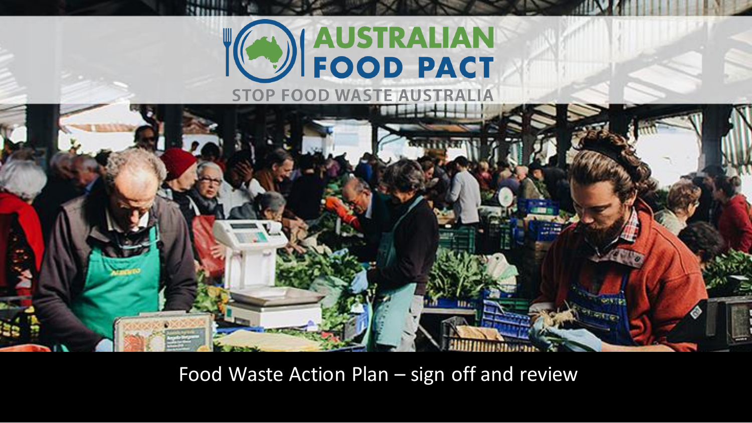# AUSTRALIAN FOOD PACT

STOP FOOD WASTE AUSTRALIA

Food Waste Action Plan – sign off and review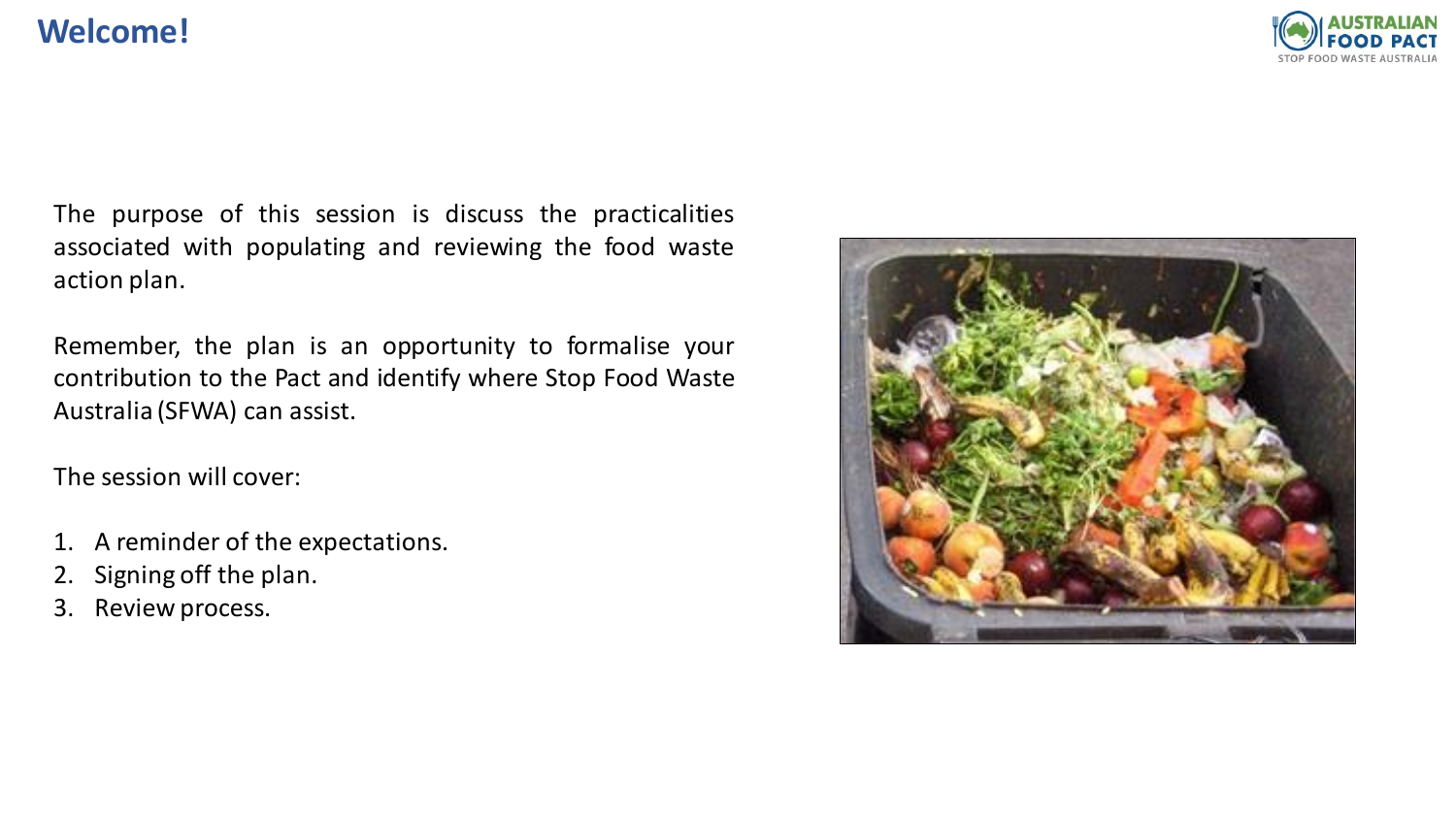# Welcome!

The purpose of this session is discuss the practicalities associated with populating and reviewing the food waste action plan.

Remember, the plan is an opportunity to formalise your contribution to the Pact and identify where Stop Food Waste Australia (SFWA) can assist.

The session will cover:

1. A reminder of the expectations.
2. Signing off the plan.
3. Review process.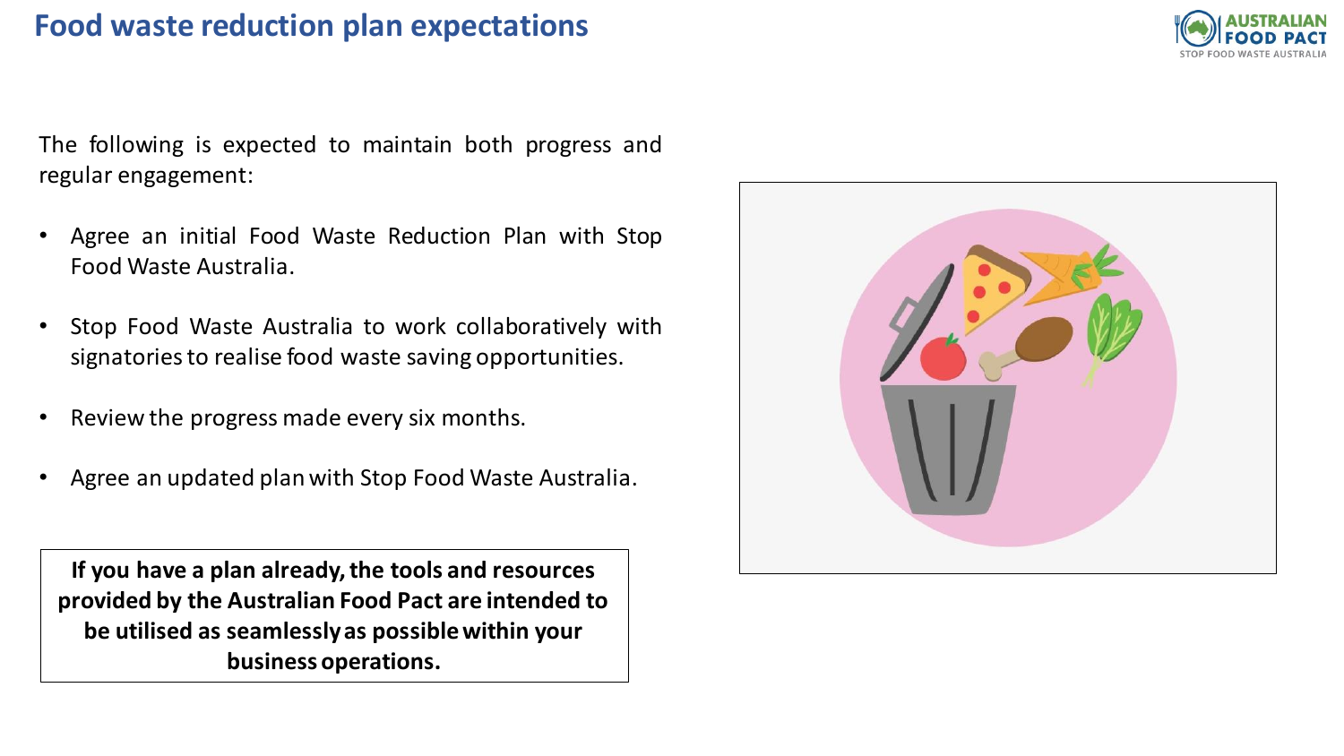# Food waste reduction plan expectations

The following is expected to maintain both progress and regular engagement:

- Agree an initial Food Waste Reduction Plan with Stop Food Waste Australia.
- Stop Food Waste Australia to work collaboratively with signatories to realise food waste saving opportunities.
- Review the progress made every six months.
- Agree an updated plan with Stop Food Waste Australia.

**If you have a plan already, the tools and resources provided by the Australian Food Pact are intended to be utilised as seamlessly as possible within your business operations.**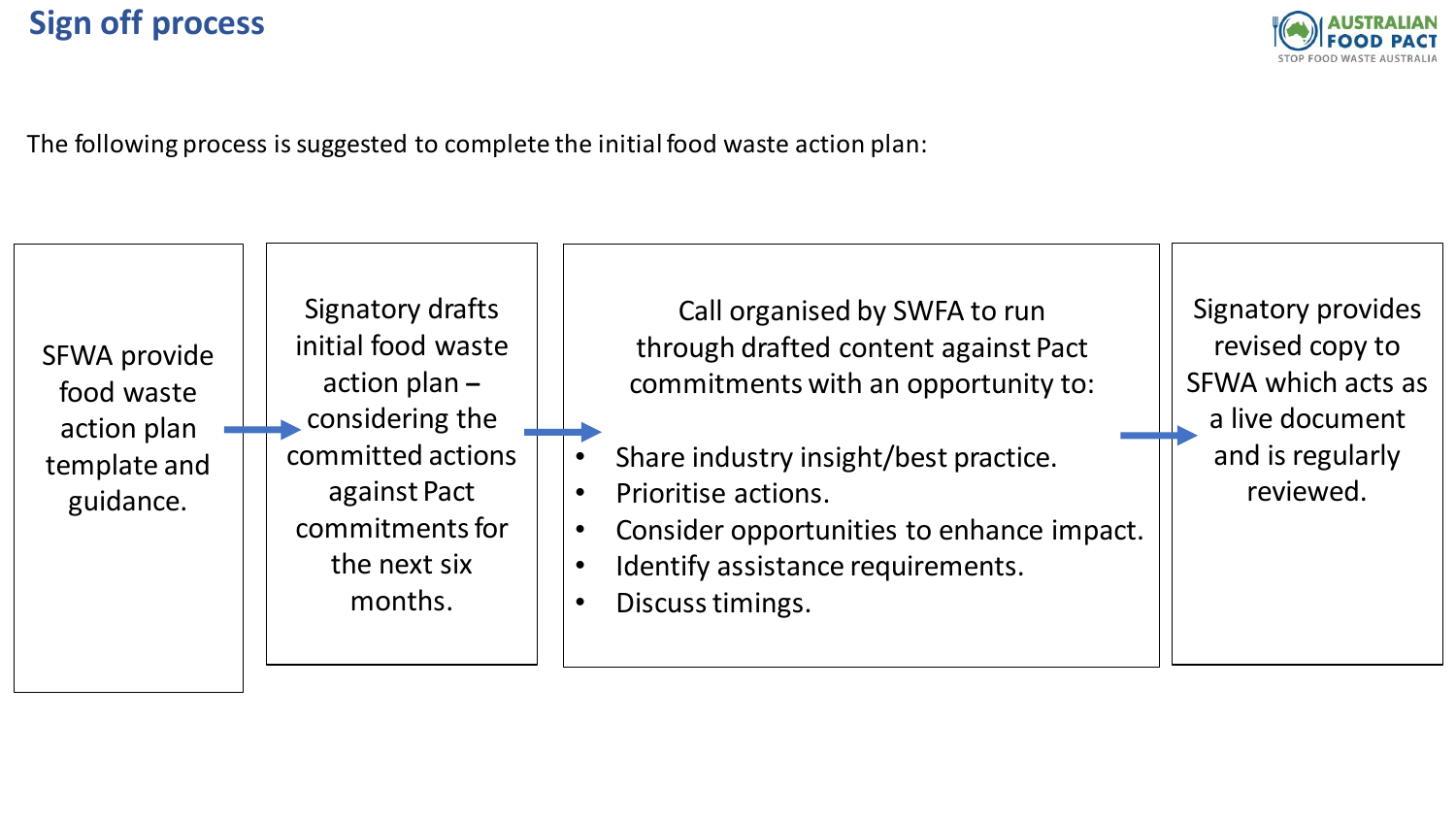# Sign off process

The following process is suggested to complete the initial food waste action plan:

1. SFWA provide food waste action plan template and guidance.

2. Signatory drafts initial food waste action plan – considering the committed actions against Pact commitments for the next six months.

3. Call organised by SWFA to run through drafted content against Pact commitments with an opportunity to:
   - Share industry insight/best practice.
   - Prioritise actions.
   - Consider opportunities to enhance impact.
   - Identify assistance requirements.
   - Discuss timings.

4. Signatory provides revised copy to SFWA which acts as a live document and is regularly reviewed.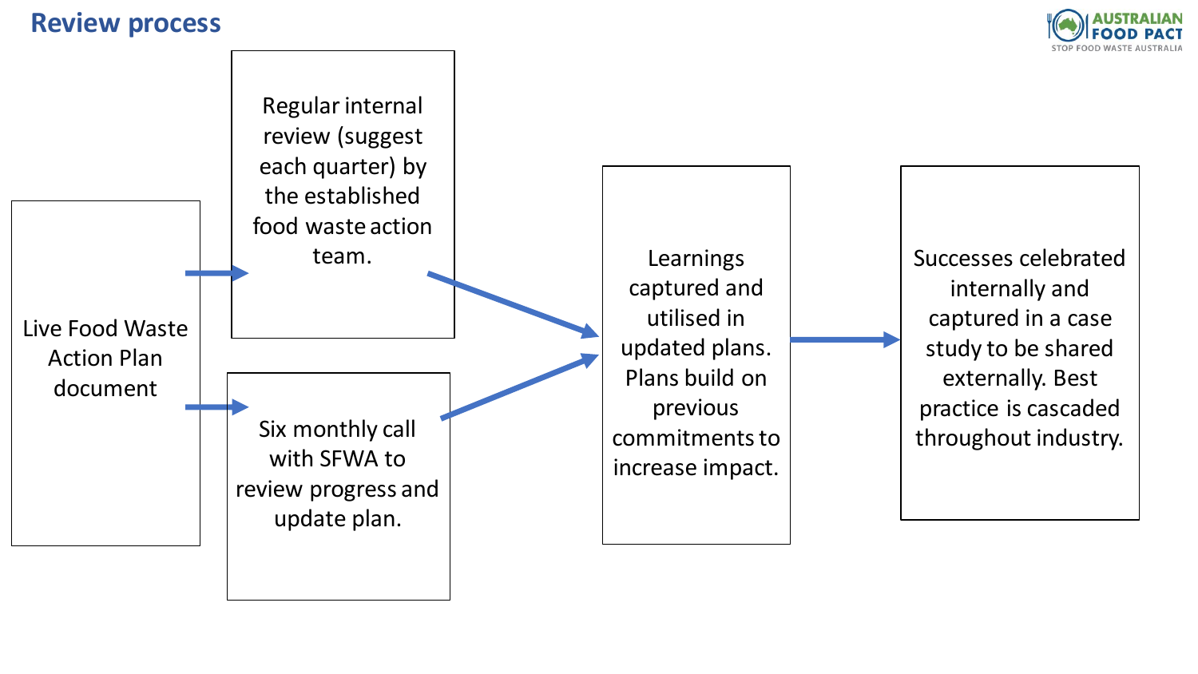# Review process

AUSTRALIAN FOOD PACT

STOP FOOD WASTE AUSTRALIA

Live Food Waste Action Plan document

Regular internal review (suggest each quarter) by the established food waste action team.

Six monthly call with SFWA to review progress and update plan.

Learnings captured and utilised in updated plans. Plans build on previous commitments to increase impact.

Successes celebrated internally and captured in a case study to be shared externally. Best practice is cascaded throughout industry.